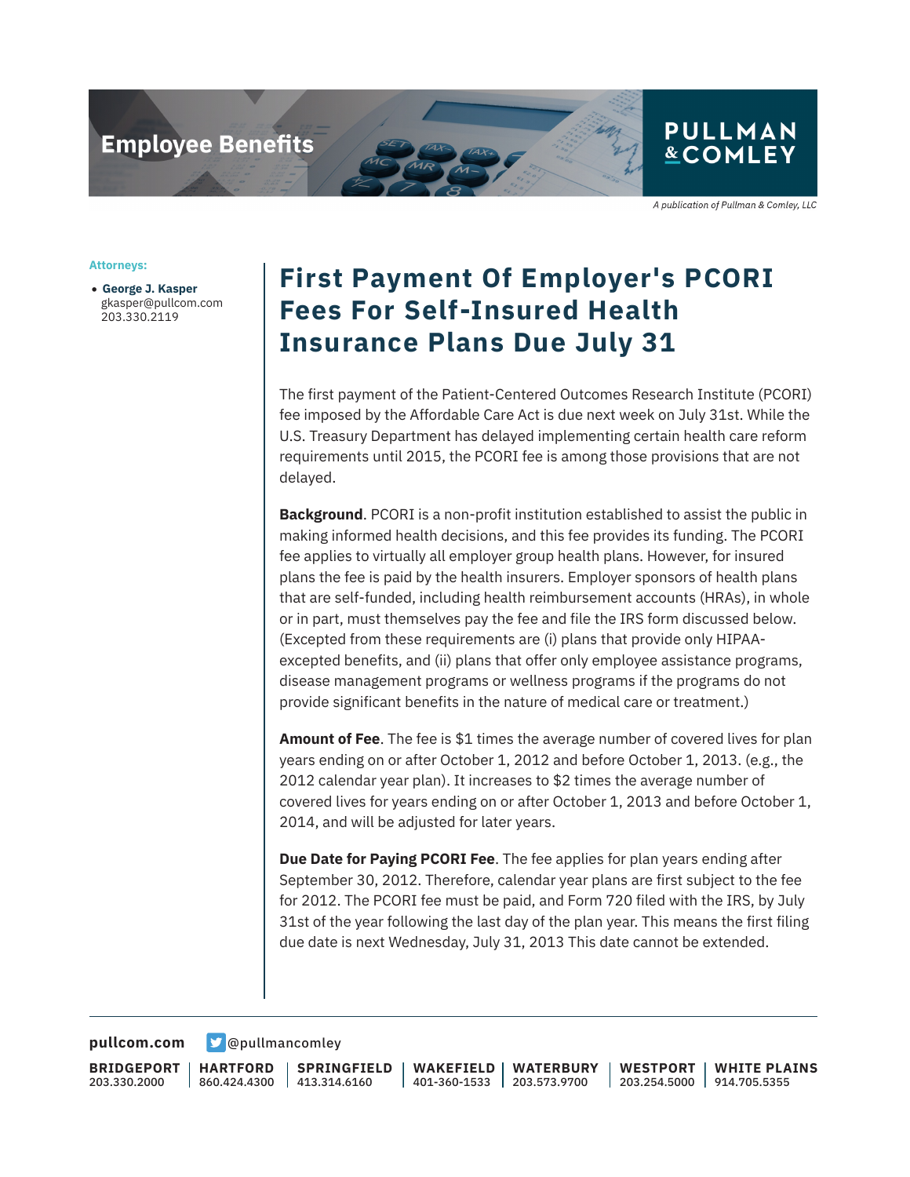Employee Benefits

PULLMAN & COMLEY

*A publication of Pullman & Comley, LLC*

**Attorneys:**

- **George J. Kasper**
  gkasper@pullcom.com
  203.330.2119

# First Payment Of Employer's PCORI Fees For Self-Insured Health Insurance Plans Due July 31

The first payment of the Patient-Centered Outcomes Research Institute (PCORI) fee imposed by the Affordable Care Act is due next week on July 31st. While the U.S. Treasury Department has delayed implementing certain health care reform requirements until 2015, the PCORI fee is among those provisions that are not delayed.

**Background**. PCORI is a non-profit institution established to assist the public in making informed health decisions, and this fee provides its funding. The PCORI fee applies to virtually all employer group health plans. However, for insured plans the fee is paid by the health insurers. Employer sponsors of health plans that are self-funded, including health reimbursement accounts (HRAs), in whole or in part, must themselves pay the fee and file the IRS form discussed below. (Excepted from these requirements are (i) plans that provide only HIPAA-excepted benefits, and (ii) plans that offer only employee assistance programs, disease management programs or wellness programs if the programs do not provide significant benefits in the nature of medical care or treatment.)

**Amount of Fee**. The fee is $1 times the average number of covered lives for plan years ending on or after October 1, 2012 and before October 1, 2013. (e.g., the 2012 calendar year plan). It increases to $2 times the average number of covered lives for years ending on or after October 1, 2013 and before October 1, 2014, and will be adjusted for later years.

**Due Date for Paying PCORI Fee**. The fee applies for plan years ending after September 30, 2012. Therefore, calendar year plans are first subject to the fee for 2012. The PCORI fee must be paid, and Form 720 filed with the IRS, by July 31st of the year following the last day of the plan year. This means the first filing due date is next Wednesday, July 31, 2013 This date cannot be extended.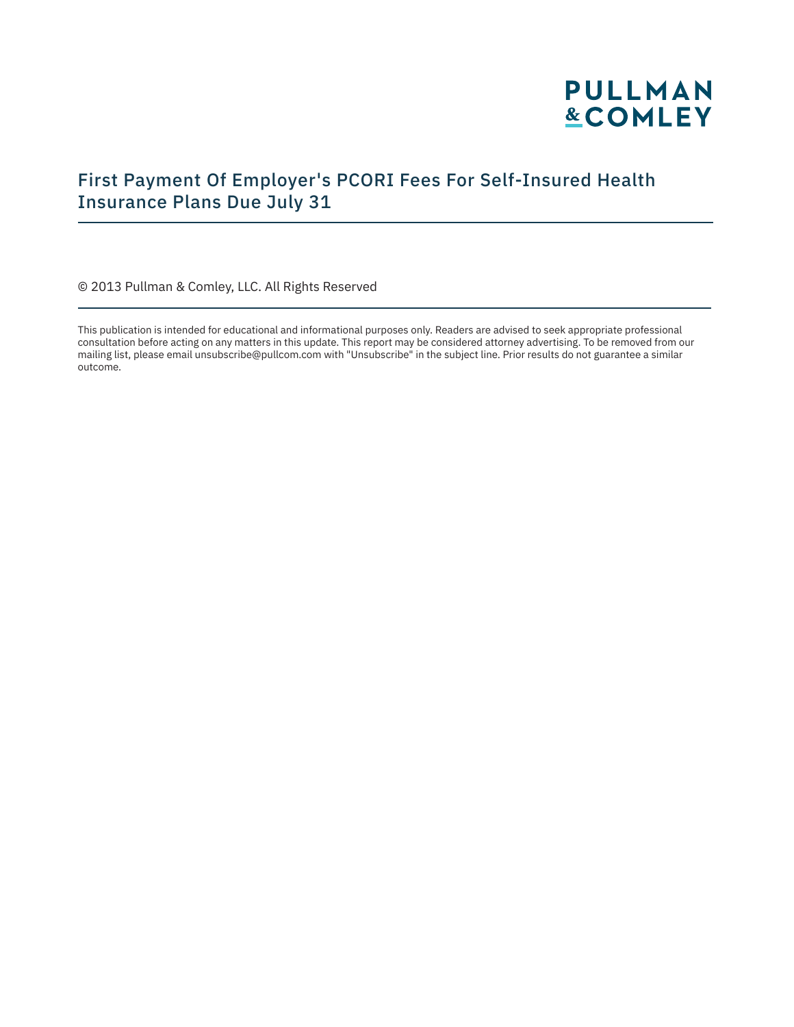# First Payment Of Employer's PCORI Fees For Self-Insured Health Insurance Plans Due July 31

© 2013 Pullman & Comley, LLC. All Rights Reserved

This publication is intended for educational and informational purposes only. Readers are advised to seek appropriate professional consultation before acting on any matters in this update. This report may be considered attorney advertising. To be removed from our mailing list, please email unsubscribe@pullcom.com with "Unsubscribe" in the subject line. Prior results do not guarantee a similar outcome.